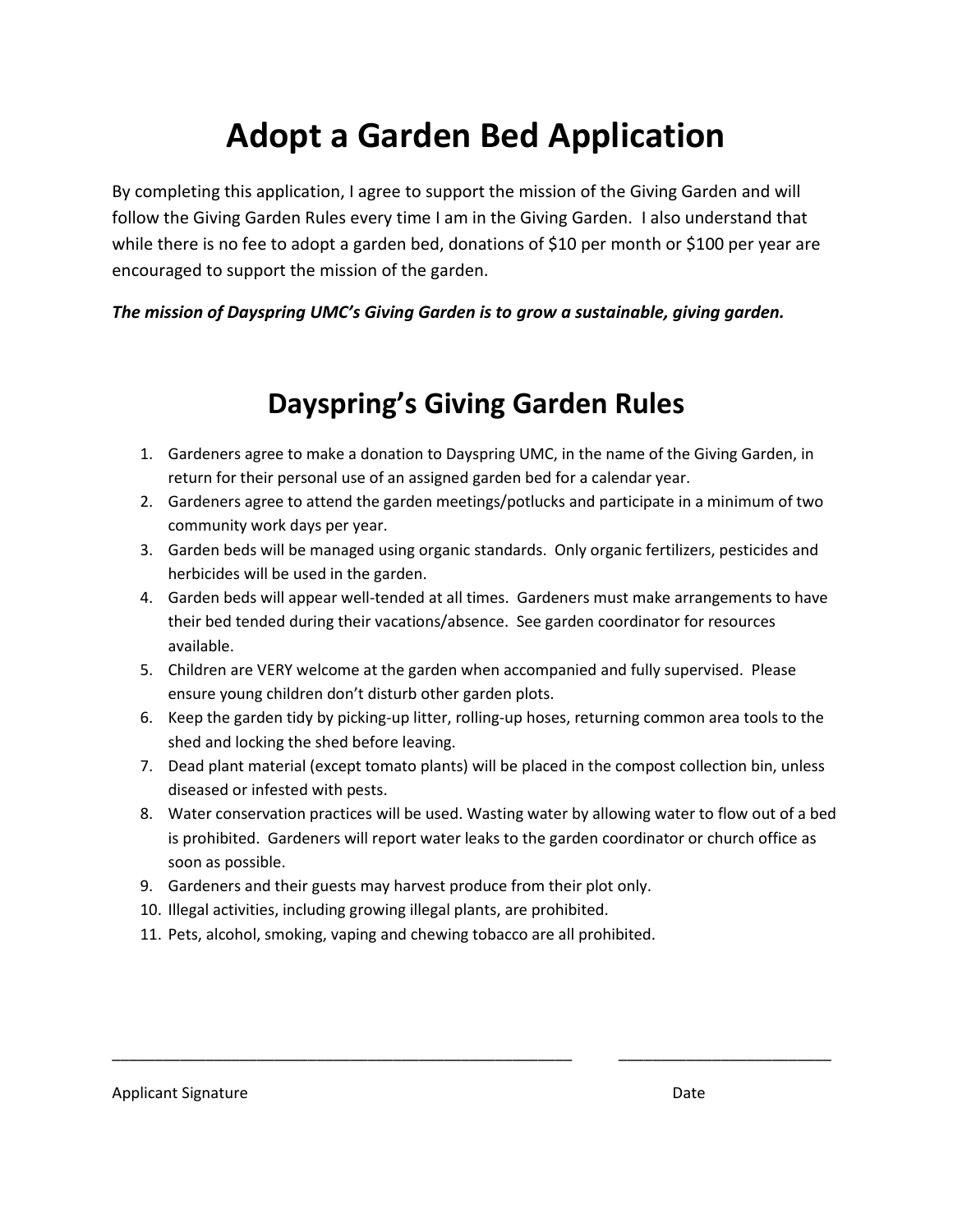# Adopt a Garden Bed Application

By completing this application, I agree to support the mission of the Giving Garden and will follow the Giving Garden Rules every time I am in the Giving Garden. I also understand that while there is no fee to adopt a garden bed, donations of $10 per month or $100 per year are encouraged to support the mission of the garden.

***The mission of Dayspring UMC's Giving Garden is to grow a sustainable, giving garden.***

# Dayspring's Giving Garden Rules

1. Gardeners agree to make a donation to Dayspring UMC, in the name of the Giving Garden, in return for their personal use of an assigned garden bed for a calendar year.
2. Gardeners agree to attend the garden meetings/potlucks and participate in a minimum of two community work days per year.
3. Garden beds will be managed using organic standards. Only organic fertilizers, pesticides and herbicides will be used in the garden.
4. Garden beds will appear well-tended at all times. Gardeners must make arrangements to have their bed tended during their vacations/absence. See garden coordinator for resources available.
5. Children are VERY welcome at the garden when accompanied and fully supervised. Please ensure young children don't disturb other garden plots.
6. Keep the garden tidy by picking-up litter, rolling-up hoses, returning common area tools to the shed and locking the shed before leaving.
7. Dead plant material (except tomato plants) will be placed in the compost collection bin, unless diseased or infested with pests.
8. Water conservation practices will be used. Wasting water by allowing water to flow out of a bed is prohibited. Gardeners will report water leaks to the garden coordinator or church office as soon as possible.
9. Gardeners and their guests may harvest produce from their plot only.
10. Illegal activities, including growing illegal plants, are prohibited.
11. Pets, alcohol, smoking, vaping and chewing tobacco are all prohibited.

\_\_\_\_\_\_\_\_\_\_\_\_\_\_\_\_\_\_\_\_\_\_\_\_\_\_\_\_\_\_\_\_\_\_\_\_\_\_\_\_\_\_\_\_\_\_\_\_\_\_\_\_\_\_ \_\_\_\_\_\_\_\_\_\_\_\_\_\_\_\_\_\_\_\_\_\_\_\_\_\_

Applicant Signature Date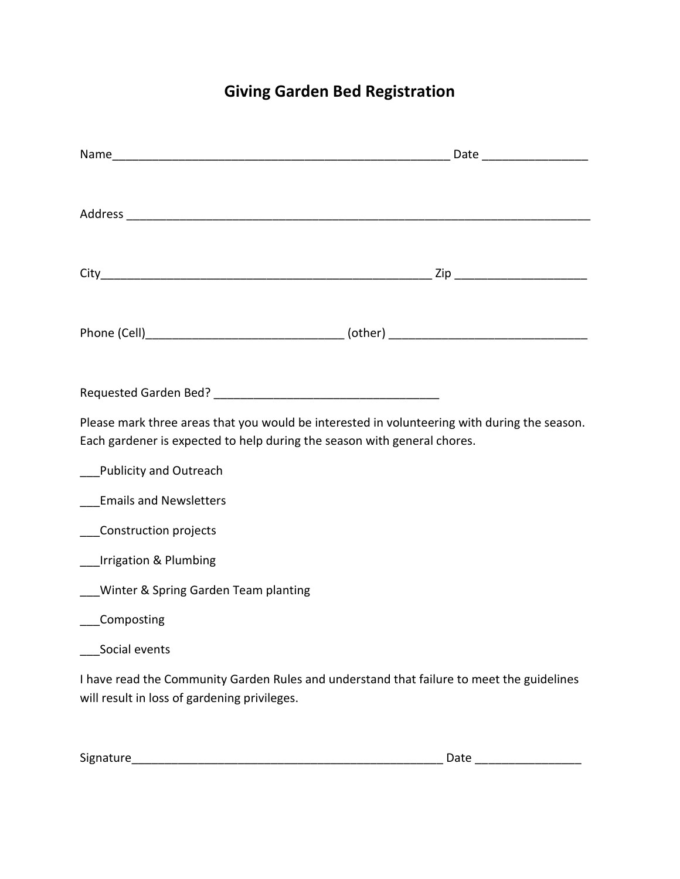# Giving Garden Bed Registration

Name_____________________________________________________ Date ________________

Address _________________________________________________________________________

City____________________________________________________ Zip ____________________

Phone (Cell)______________________________ (other) ______________________________

Requested Garden Bed? __________________________________

Please mark three areas that you would be interested in volunteering with during the season. Each gardener is expected to help during the season with general chores.

___Publicity and Outreach

___Emails and Newsletters

___Construction projects

___Irrigation & Plumbing

___Winter & Spring Garden Team planting

___Composting

___Social events

I have read the Community Garden Rules and understand that failure to meet the guidelines will result in loss of gardening privileges.

Signature_________________________________________________ Date ________________